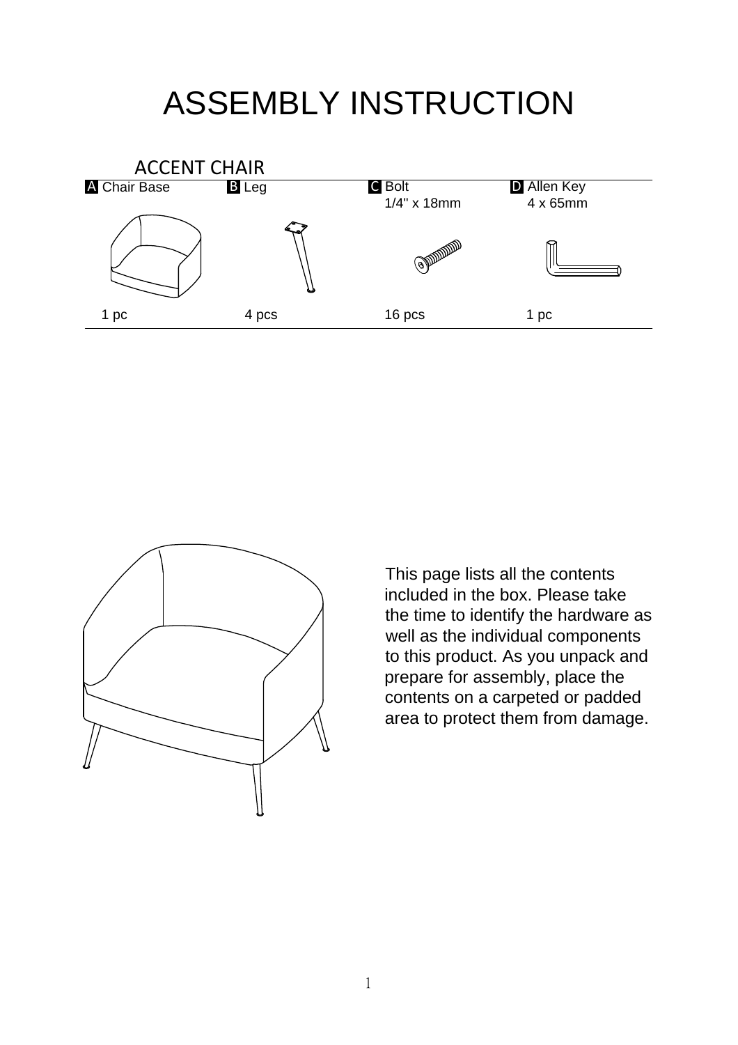# ASSEMBLY INSTRUCTION

## ACCENT CHAIR

| A Chair Base | B Leg | C Bolt 1/4" x 18mm | D Allen Key 4 x 65mm |
|---|---|---|---|
| 1 pc | 4 pcs | 16 pcs | 1 pc |

This page lists all the contents included in the box. Please take the time to identify the hardware as well as the individual components to this product. As you unpack and prepare for assembly, place the contents on a carpeted or padded area to protect them from damage.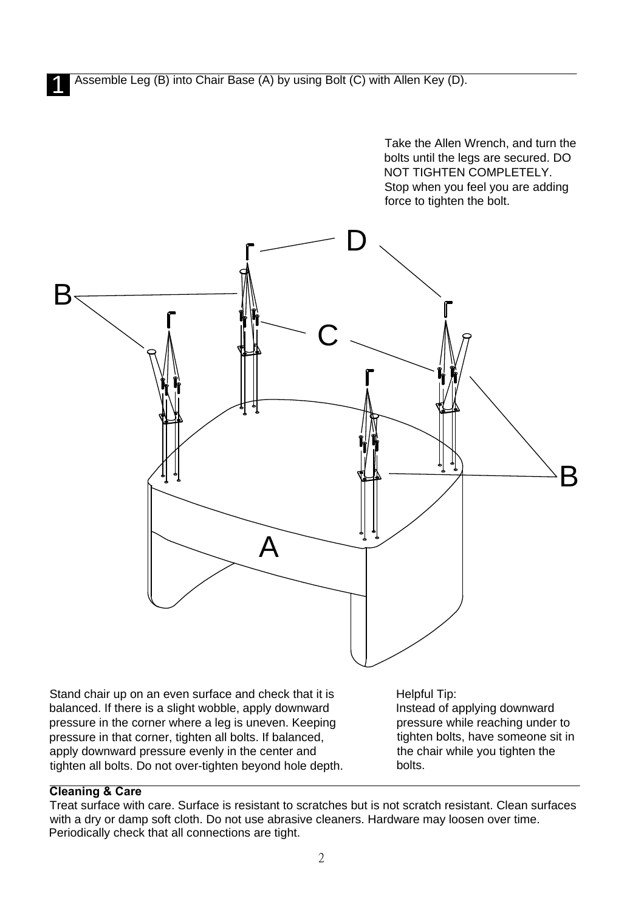**1** Assemble Leg (B) into Chair Base (A) by using Bolt (C) with Allen Key (D).

Take the Allen Wrench, and turn the bolts until the legs are secured. DO NOT TIGHTEN COMPLETELY. Stop when you feel you are adding force to tighten the bolt.

D

B

C

B

A

Stand chair up on an even surface and check that it is balanced. If there is a slight wobble, apply downward pressure in the corner where a leg is uneven. Keeping pressure in that corner, tighten all bolts. If balanced, apply downward pressure evenly in the center and tighten all bolts. Do not over-tighten beyond hole depth.

Helpful Tip:
Instead of applying downward pressure while reaching under to tighten bolts, have someone sit in the chair while you tighten the bolts.

**Cleaning & Care**

Treat surface with care. Surface is resistant to scratches but is not scratch resistant. Clean surfaces with a dry or damp soft cloth. Do not use abrasive cleaners. Hardware may loosen over time. Periodically check that all connections are tight.